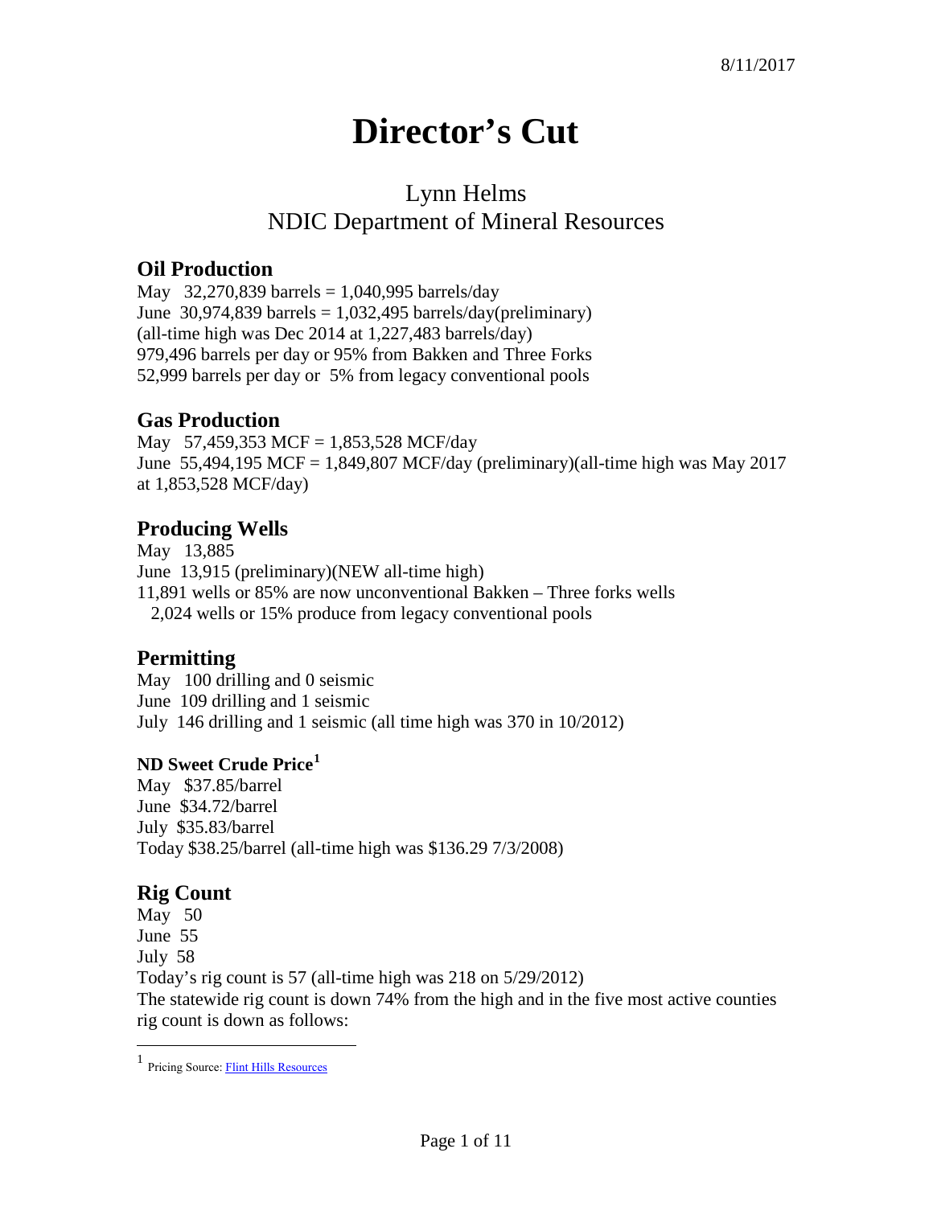8/11/2017

# Director's Cut

## Lynn Helms
## NDIC Department of Mineral Resources

### Oil Production

May 32,270,839 barrels = 1,040,995 barrels/day
June 30,974,839 barrels = 1,032,495 barrels/day(preliminary)
(all-time high was Dec 2014 at 1,227,483 barrels/day)
979,496 barrels per day or 95% from Bakken and Three Forks
52,999 barrels per day or 5% from legacy conventional pools

### Gas Production

May 57,459,353 MCF = 1,853,528 MCF/day
June 55,494,195 MCF = 1,849,807 MCF/day (preliminary)(all-time high was May 2017 at 1,853,528 MCF/day)

### Producing Wells

May 13,885
June 13,915 (preliminary)(NEW all-time high)
11,891 wells or 85% are now unconventional Bakken – Three forks wells
2,024 wells or 15% produce from legacy conventional pools

### Permitting

May 100 drilling and 0 seismic
June 109 drilling and 1 seismic
July 146 drilling and 1 seismic (all time high was 370 in 10/2012)

#### ND Sweet Crude Price[1]

May $37.85/barrel
June $34.72/barrel
July $35.83/barrel
Today $38.25/barrel (all-time high was $136.29 7/3/2008)

### Rig Count

May 50
June 55
July 58
Today's rig count is 57 (all-time high was 218 on 5/29/2012)
The statewide rig count is down 74% from the high and in the five most active counties rig count is down as follows:

[1] Pricing Source: Flint Hills Resources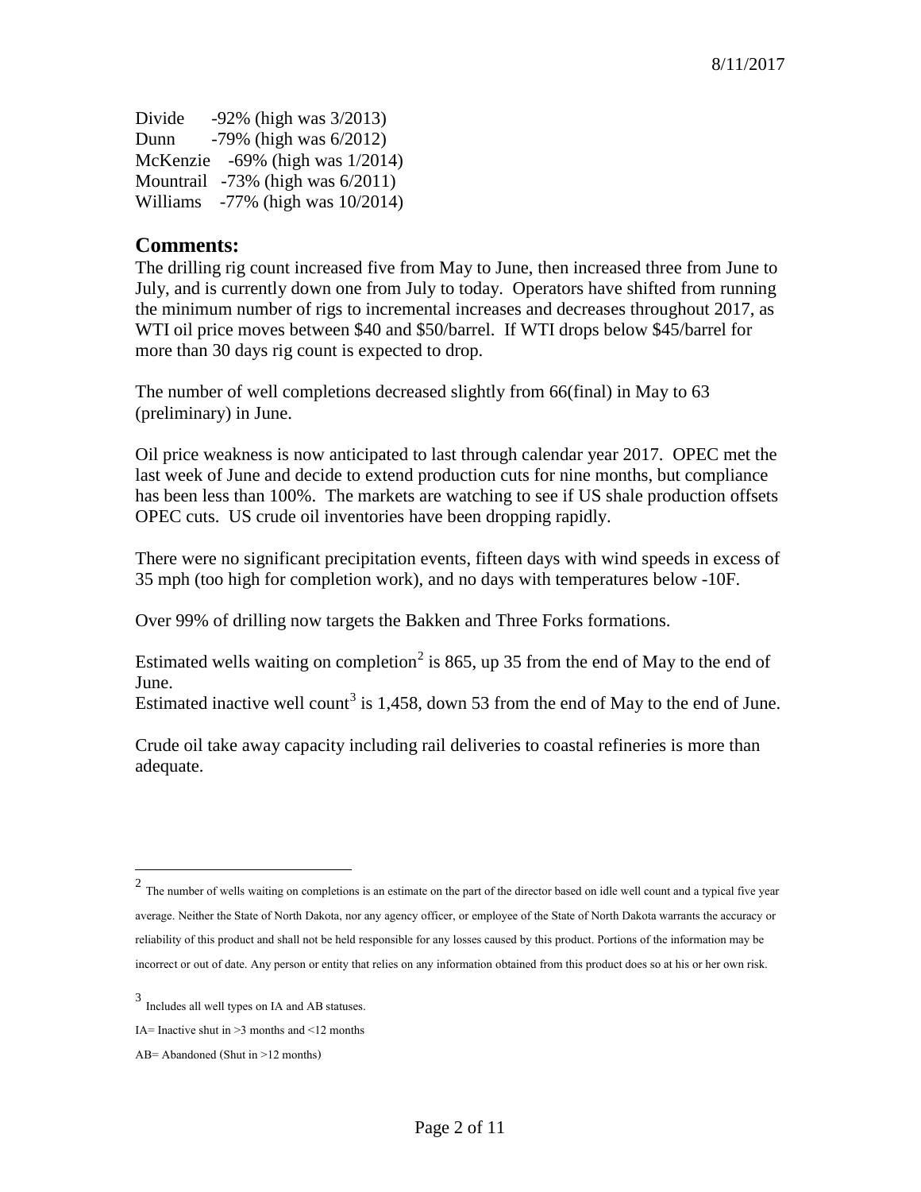Divide -92% (high was 3/2013)
Dunn -79% (high was 6/2012)
McKenzie -69% (high was 1/2014)
Mountrail -73% (high was 6/2011)
Williams -77% (high was 10/2014)

## Comments:

The drilling rig count increased five from May to June, then increased three from June to July, and is currently down one from July to today. Operators have shifted from running the minimum number of rigs to incremental increases and decreases throughout 2017, as WTI oil price moves between $40 and $50/barrel. If WTI drops below $45/barrel for more than 30 days rig count is expected to drop.

The number of well completions decreased slightly from 66(final) in May to 63 (preliminary) in June.

Oil price weakness is now anticipated to last through calendar year 2017. OPEC met the last week of June and decide to extend production cuts for nine months, but compliance has been less than 100%. The markets are watching to see if US shale production offsets OPEC cuts. US crude oil inventories have been dropping rapidly.

There were no significant precipitation events, fifteen days with wind speeds in excess of 35 mph (too high for completion work), and no days with temperatures below -10F.

Over 99% of drilling now targets the Bakken and Three Forks formations.

Estimated wells waiting on completion[2] is 865, up 35 from the end of May to the end of June.
Estimated inactive well count[3] is 1,458, down 53 from the end of May to the end of June.

Crude oil take away capacity including rail deliveries to coastal refineries is more than adequate.

---

[2] The number of wells waiting on completions is an estimate on the part of the director based on idle well count and a typical five year average. Neither the State of North Dakota, nor any agency officer, or employee of the State of North Dakota warrants the accuracy or reliability of this product and shall not be held responsible for any losses caused by this product. Portions of the information may be incorrect or out of date. Any person or entity that relies on any information obtained from this product does so at his or her own risk.

[3] Includes all well types on IA and AB statuses.

IA= Inactive shut in >3 months and <12 months

AB= Abandoned (Shut in >12 months)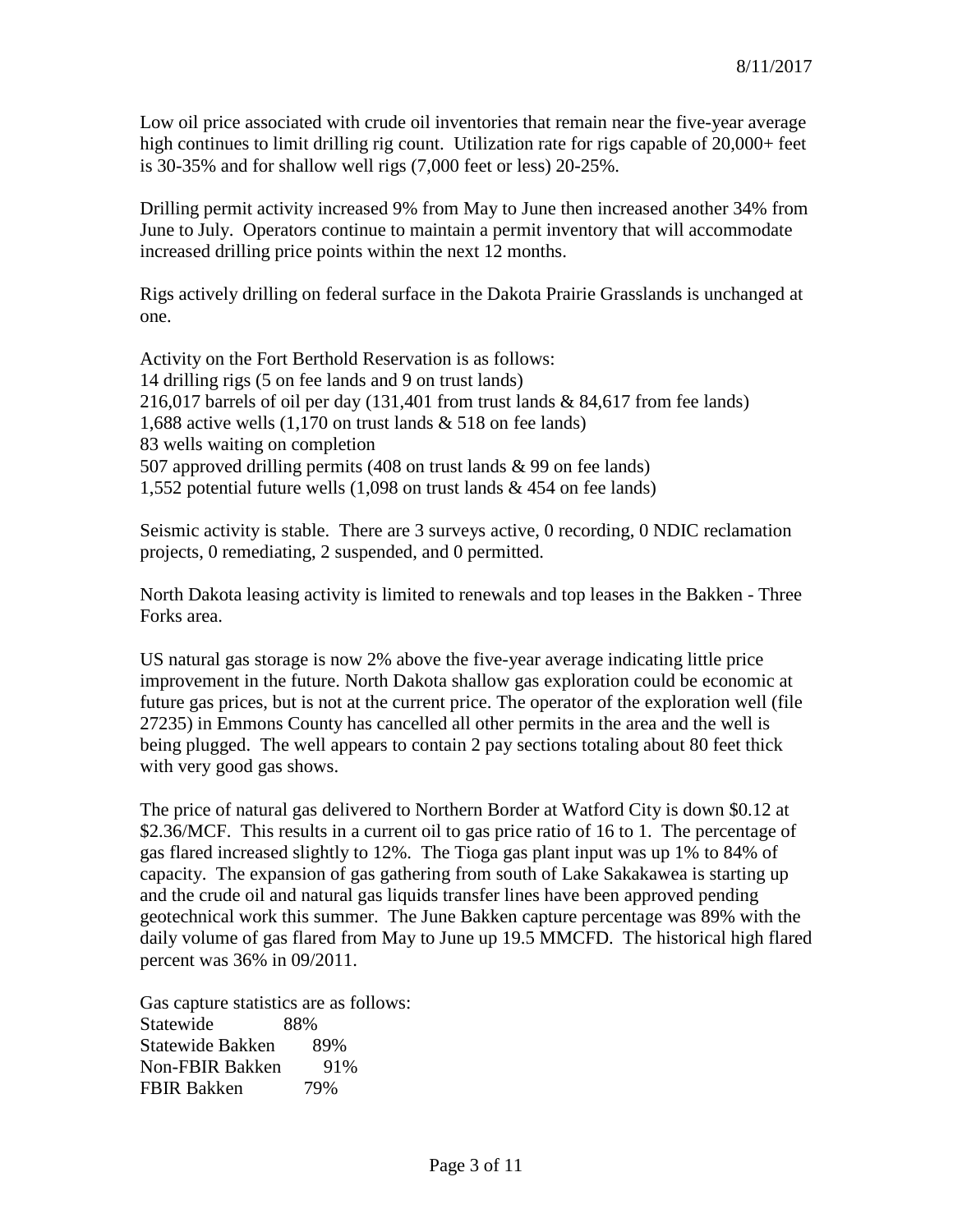8/11/2017

Low oil price associated with crude oil inventories that remain near the five-year average high continues to limit drilling rig count. Utilization rate for rigs capable of 20,000+ feet is 30-35% and for shallow well rigs (7,000 feet or less) 20-25%.

Drilling permit activity increased 9% from May to June then increased another 34% from June to July. Operators continue to maintain a permit inventory that will accommodate increased drilling price points within the next 12 months.

Rigs actively drilling on federal surface in the Dakota Prairie Grasslands is unchanged at one.

Activity on the Fort Berthold Reservation is as follows:
14 drilling rigs (5 on fee lands and 9 on trust lands)
216,017 barrels of oil per day (131,401 from trust lands & 84,617 from fee lands)
1,688 active wells (1,170 on trust lands & 518 on fee lands)
83 wells waiting on completion
507 approved drilling permits (408 on trust lands & 99 on fee lands)
1,552 potential future wells (1,098 on trust lands & 454 on fee lands)

Seismic activity is stable. There are 3 surveys active, 0 recording, 0 NDIC reclamation projects, 0 remediating, 2 suspended, and 0 permitted.

North Dakota leasing activity is limited to renewals and top leases in the Bakken - Three Forks area.

US natural gas storage is now 2% above the five-year average indicating little price improvement in the future. North Dakota shallow gas exploration could be economic at future gas prices, but is not at the current price. The operator of the exploration well (file 27235) in Emmons County has cancelled all other permits in the area and the well is being plugged. The well appears to contain 2 pay sections totaling about 80 feet thick with very good gas shows.

The price of natural gas delivered to Northern Border at Watford City is down $0.12 at $2.36/MCF. This results in a current oil to gas price ratio of 16 to 1. The percentage of gas flared increased slightly to 12%. The Tioga gas plant input was up 1% to 84% of capacity. The expansion of gas gathering from south of Lake Sakakawea is starting up and the crude oil and natural gas liquids transfer lines have been approved pending geotechnical work this summer. The June Bakken capture percentage was 89% with the daily volume of gas flared from May to June up 19.5 MMCFD. The historical high flared percent was 36% in 09/2011.

Gas capture statistics are as follows:

| | |
|---|---|
| Statewide | 88% |
| Statewide Bakken | 89% |
| Non-FBIR Bakken | 91% |
| FBIR Bakken | 79% |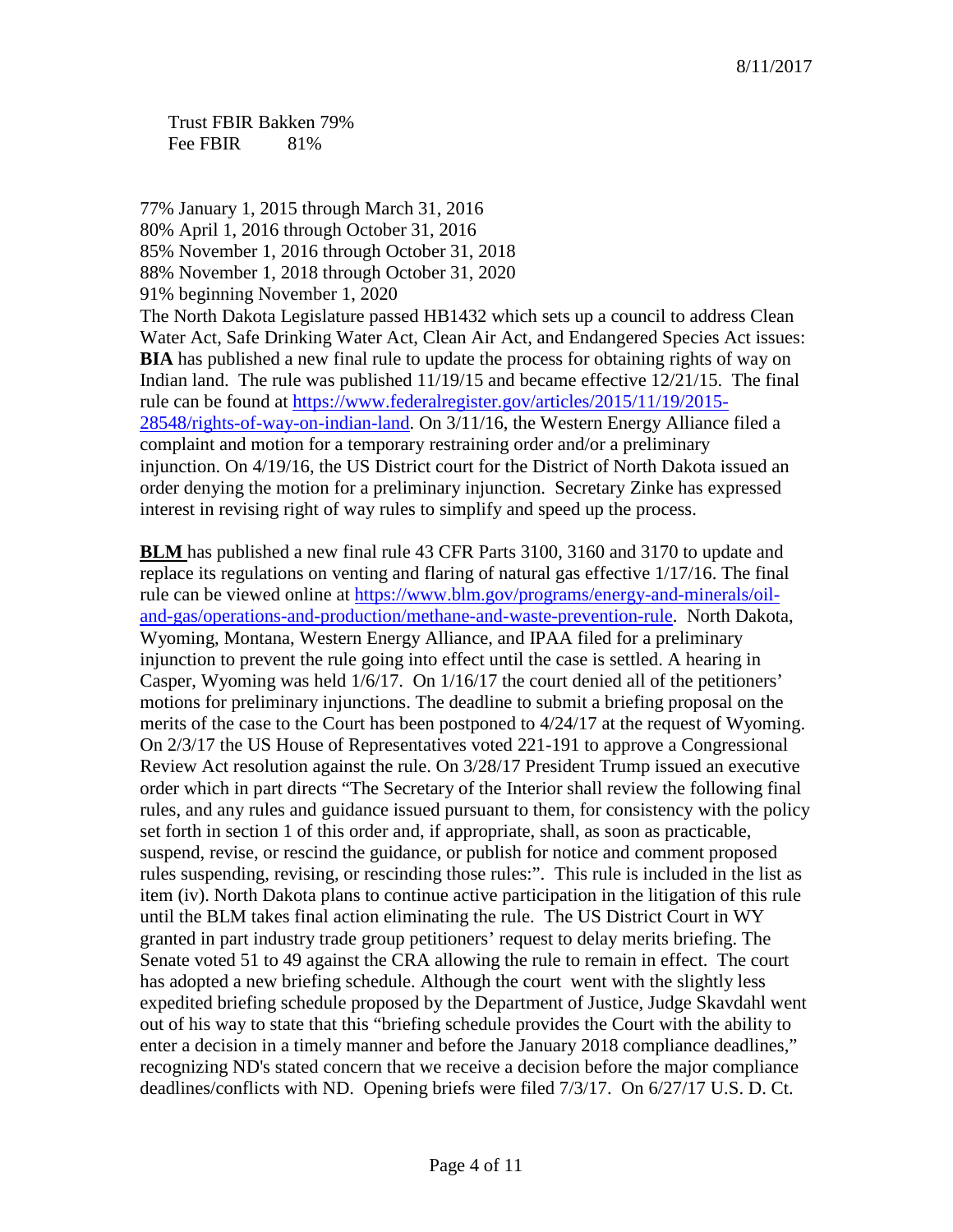Trust FBIR Bakken 79%
Fee FBIR 81%

77% January 1, 2015 through March 31, 2016
80% April 1, 2016 through October 31, 2016
85% November 1, 2016 through October 31, 2018
88% November 1, 2018 through October 31, 2020
91% beginning November 1, 2020

The North Dakota Legislature passed HB1432 which sets up a council to address Clean Water Act, Safe Drinking Water Act, Clean Air Act, and Endangered Species Act issues:

**BIA** has published a new final rule to update the process for obtaining rights of way on Indian land. The rule was published 11/19/15 and became effective 12/21/15. The final rule can be found at [https://www.federalregister.gov/articles/2015/11/19/2015-28548/rights-of-way-on-indian-land](https://www.federalregister.gov/articles/2015/11/19/2015-28548/rights-of-way-on-indian-land). On 3/11/16, the Western Energy Alliance filed a complaint and motion for a temporary restraining order and/or a preliminary injunction. On 4/19/16, the US District court for the District of North Dakota issued an order denying the motion for a preliminary injunction. Secretary Zinke has expressed interest in revising right of way rules to simplify and speed up the process.

**BLM** has published a new final rule 43 CFR Parts 3100, 3160 and 3170 to update and replace its regulations on venting and flaring of natural gas effective 1/17/16. The final rule can be viewed online at [https://www.blm.gov/programs/energy-and-minerals/oil-and-gas/operations-and-production/methane-and-waste-prevention-rule](https://www.blm.gov/programs/energy-and-minerals/oil-and-gas/operations-and-production/methane-and-waste-prevention-rule). North Dakota, Wyoming, Montana, Western Energy Alliance, and IPAA filed for a preliminary injunction to prevent the rule going into effect until the case is settled. A hearing in Casper, Wyoming was held 1/6/17. On 1/16/17 the court denied all of the petitioners' motions for preliminary injunctions. The deadline to submit a briefing proposal on the merits of the case to the Court has been postponed to 4/24/17 at the request of Wyoming. On 2/3/17 the US House of Representatives voted 221-191 to approve a Congressional Review Act resolution against the rule. On 3/28/17 President Trump issued an executive order which in part directs "The Secretary of the Interior shall review the following final rules, and any rules and guidance issued pursuant to them, for consistency with the policy set forth in section 1 of this order and, if appropriate, shall, as soon as practicable, suspend, revise, or rescind the guidance, or publish for notice and comment proposed rules suspending, revising, or rescinding those rules:". This rule is included in the list as item (iv). North Dakota plans to continue active participation in the litigation of this rule until the BLM takes final action eliminating the rule. The US District Court in WY granted in part industry trade group petitioners' request to delay merits briefing. The Senate voted 51 to 49 against the CRA allowing the rule to remain in effect. The court has adopted a new briefing schedule. Although the court went with the slightly less expedited briefing schedule proposed by the Department of Justice, Judge Skavdahl went out of his way to state that this "briefing schedule provides the Court with the ability to enter a decision in a timely manner and before the January 2018 compliance deadlines," recognizing ND's stated concern that we receive a decision before the major compliance deadlines/conflicts with ND. Opening briefs were filed 7/3/17. On 6/27/17 U.S. D. Ct.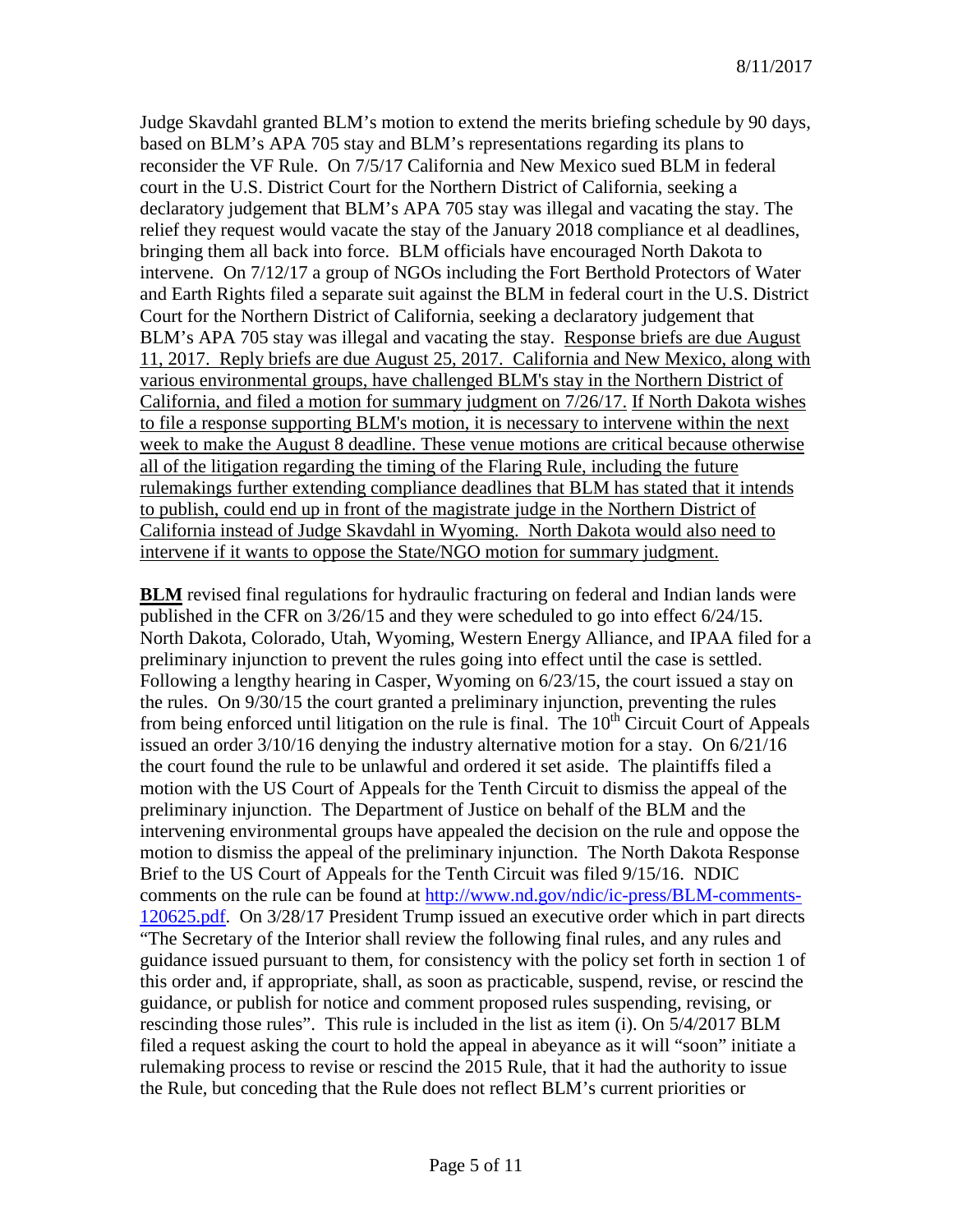Judge Skavdahl granted BLM's motion to extend the merits briefing schedule by 90 days, based on BLM's APA 705 stay and BLM's representations regarding its plans to reconsider the VF Rule. On 7/5/17 California and New Mexico sued BLM in federal court in the U.S. District Court for the Northern District of California, seeking a declaratory judgement that BLM's APA 705 stay was illegal and vacating the stay. The relief they request would vacate the stay of the January 2018 compliance et al deadlines, bringing them all back into force. BLM officials have encouraged North Dakota to intervene. On 7/12/17 a group of NGOs including the Fort Berthold Protectors of Water and Earth Rights filed a separate suit against the BLM in federal court in the U.S. District Court for the Northern District of California, seeking a declaratory judgement that BLM's APA 705 stay was illegal and vacating the stay. <u>Response briefs are due August 11, 2017. Reply briefs are due August 25, 2017. California and New Mexico, along with various environmental groups, have challenged BLM's stay in the Northern District of California, and filed a motion for summary judgment on 7/26/17.</u> <u>If North Dakota wishes to file a response supporting BLM's motion, it is necessary to intervene within the next week to make the August 8 deadline. These venue motions are critical because otherwise all of the litigation regarding the timing of the Flaring Rule, including the future rulemakings further extending compliance deadlines that BLM has stated that it intends to publish, could end up in front of the magistrate judge in the Northern District of California instead of Judge Skavdahl in Wyoming. North Dakota would also need to intervene if it wants to oppose the State/NGO motion for summary judgment.</u>

**<u>BLM</u>** revised final regulations for hydraulic fracturing on federal and Indian lands were published in the CFR on 3/26/15 and they were scheduled to go into effect 6/24/15. North Dakota, Colorado, Utah, Wyoming, Western Energy Alliance, and IPAA filed for a preliminary injunction to prevent the rules going into effect until the case is settled. Following a lengthy hearing in Casper, Wyoming on 6/23/15, the court issued a stay on the rules. On 9/30/15 the court granted a preliminary injunction, preventing the rules from being enforced until litigation on the rule is final. The 10th Circuit Court of Appeals issued an order 3/10/16 denying the industry alternative motion for a stay. On 6/21/16 the court found the rule to be unlawful and ordered it set aside. The plaintiffs filed a motion with the US Court of Appeals for the Tenth Circuit to dismiss the appeal of the preliminary injunction. The Department of Justice on behalf of the BLM and the intervening environmental groups have appealed the decision on the rule and oppose the motion to dismiss the appeal of the preliminary injunction. The North Dakota Response Brief to the US Court of Appeals for the Tenth Circuit was filed 9/15/16. NDIC comments on the rule can be found at http://www.nd.gov/ndic/ic-press/BLM-comments-120625.pdf. On 3/28/17 President Trump issued an executive order which in part directs "The Secretary of the Interior shall review the following final rules, and any rules and guidance issued pursuant to them, for consistency with the policy set forth in section 1 of this order and, if appropriate, shall, as soon as practicable, suspend, revise, or rescind the guidance, or publish for notice and comment proposed rules suspending, revising, or rescinding those rules". This rule is included in the list as item (i). On 5/4/2017 BLM filed a request asking the court to hold the appeal in abeyance as it will "soon" initiate a rulemaking process to revise or rescind the 2015 Rule, that it had the authority to issue the Rule, but conceding that the Rule does not reflect BLM's current priorities or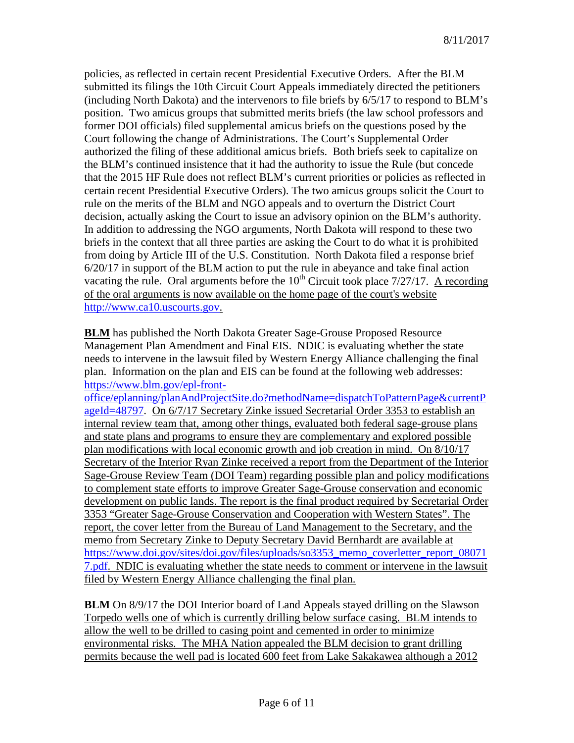policies, as reflected in certain recent Presidential Executive Orders. After the BLM submitted its filings the 10th Circuit Court Appeals immediately directed the petitioners (including North Dakota) and the intervenors to file briefs by 6/5/17 to respond to BLM's position. Two amicus groups that submitted merits briefs (the law school professors and former DOI officials) filed supplemental amicus briefs on the questions posed by the Court following the change of Administrations. The Court's Supplemental Order authorized the filing of these additional amicus briefs. Both briefs seek to capitalize on the BLM's continued insistence that it had the authority to issue the Rule (but concede that the 2015 HF Rule does not reflect BLM's current priorities or policies as reflected in certain recent Presidential Executive Orders). The two amicus groups solicit the Court to rule on the merits of the BLM and NGO appeals and to overturn the District Court decision, actually asking the Court to issue an advisory opinion on the BLM's authority. In addition to addressing the NGO arguments, North Dakota will respond to these two briefs in the context that all three parties are asking the Court to do what it is prohibited from doing by Article III of the U.S. Constitution. North Dakota filed a response brief 6/20/17 in support of the BLM action to put the rule in abeyance and take final action vacating the rule. Oral arguments before the 10th Circuit took place 7/27/17. <u>A recording of the oral arguments is now available on the home page of the court's website http://www.ca10.uscourts.gov.</u>

**BLM** has published the North Dakota Greater Sage-Grouse Proposed Resource Management Plan Amendment and Final EIS. NDIC is evaluating whether the state needs to intervene in the lawsuit filed by Western Energy Alliance challenging the final plan. Information on the plan and EIS can be found at the following web addresses: https://www.blm.gov/epl-front-office/eplanning/planAndProjectSite.do?methodName=dispatchToPatternPage&currentPageId=48797. <u>On 6/7/17 Secretary Zinke issued Secretarial Order 3353 to establish an internal review team that, among other things, evaluated both federal sage-grouse plans and state plans and programs to ensure they are complementary and explored possible plan modifications with local economic growth and job creation in mind. On 8/10/17 Secretary of the Interior Ryan Zinke received a report from the Department of the Interior Sage-Grouse Review Team (DOI Team) regarding possible plan and policy modifications to complement state efforts to improve Greater Sage-Grouse conservation and economic development on public lands. The report is the final product required by Secretarial Order 3353 "Greater Sage-Grouse Conservation and Cooperation with Western States". The report, the cover letter from the Bureau of Land Management to the Secretary, and the memo from Secretary Zinke to Deputy Secretary David Bernhardt are available at https://www.doi.gov/sites/doi.gov/files/uploads/so3353_memo_coverletter_report_080717.pdf. NDIC is evaluating whether the state needs to comment or intervene in the lawsuit filed by Western Energy Alliance challenging the final plan.</u>

**BLM** <u>On 8/9/17 the DOI Interior board of Land Appeals stayed drilling on the Slawson Torpedo wells one of which is currently drilling below surface casing. BLM intends to allow the well to be drilled to casing point and cemented in order to minimize environmental risks. The MHA Nation appealed the BLM decision to grant drilling permits because the well pad is located 600 feet from Lake Sakakawea although a 2012</u>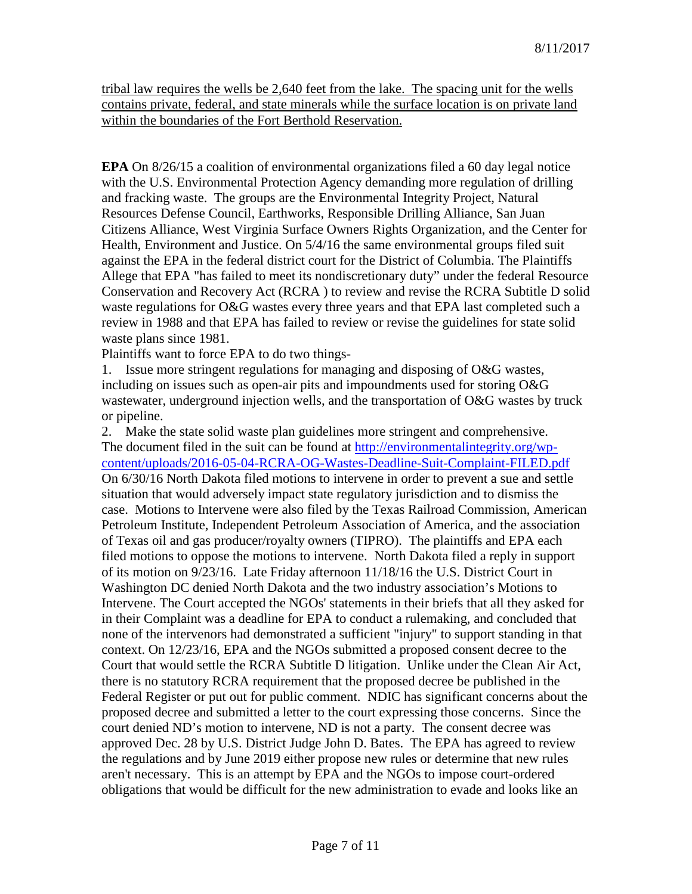tribal law requires the wells be 2,640 feet from the lake. The spacing unit for the wells contains private, federal, and state minerals while the surface location is on private land within the boundaries of the Fort Berthold Reservation.

**EPA** On 8/26/15 a coalition of environmental organizations filed a 60 day legal notice with the U.S. Environmental Protection Agency demanding more regulation of drilling and fracking waste. The groups are the Environmental Integrity Project, Natural Resources Defense Council, Earthworks, Responsible Drilling Alliance, San Juan Citizens Alliance, West Virginia Surface Owners Rights Organization, and the Center for Health, Environment and Justice. On 5/4/16 the same environmental groups filed suit against the EPA in the federal district court for the District of Columbia. The Plaintiffs Allege that EPA "has failed to meet its nondiscretionary duty" under the federal Resource Conservation and Recovery Act (RCRA ) to review and revise the RCRA Subtitle D solid waste regulations for O&G wastes every three years and that EPA last completed such a review in 1988 and that EPA has failed to review or revise the guidelines for state solid waste plans since 1981.

Plaintiffs want to force EPA to do two things-

1. Issue more stringent regulations for managing and disposing of O&G wastes, including on issues such as open-air pits and impoundments used for storing O&G wastewater, underground injection wells, and the transportation of O&G wastes by truck or pipeline.
2. Make the state solid waste plan guidelines more stringent and comprehensive.

The document filed in the suit can be found at [http://environmentalintegrity.org/wp-content/uploads/2016-05-04-RCRA-OG-Wastes-Deadline-Suit-Complaint-FILED.pdf](http://environmentalintegrity.org/wp-content/uploads/2016-05-04-RCRA-OG-Wastes-Deadline-Suit-Complaint-FILED.pdf)
On 6/30/16 North Dakota filed motions to intervene in order to prevent a sue and settle situation that would adversely impact state regulatory jurisdiction and to dismiss the case. Motions to Intervene were also filed by the Texas Railroad Commission, American Petroleum Institute, Independent Petroleum Association of America, and the association of Texas oil and gas producer/royalty owners (TIPRO). The plaintiffs and EPA each filed motions to oppose the motions to intervene. North Dakota filed a reply in support of its motion on 9/23/16. Late Friday afternoon 11/18/16 the U.S. District Court in Washington DC denied North Dakota and the two industry association's Motions to Intervene. The Court accepted the NGOs' statements in their briefs that all they asked for in their Complaint was a deadline for EPA to conduct a rulemaking, and concluded that none of the intervenors had demonstrated a sufficient "injury" to support standing in that context. On 12/23/16, EPA and the NGOs submitted a proposed consent decree to the Court that would settle the RCRA Subtitle D litigation. Unlike under the Clean Air Act, there is no statutory RCRA requirement that the proposed decree be published in the Federal Register or put out for public comment. NDIC has significant concerns about the proposed decree and submitted a letter to the court expressing those concerns. Since the court denied ND's motion to intervene, ND is not a party. The consent decree was approved Dec. 28 by U.S. District Judge John D. Bates. The EPA has agreed to review the regulations and by June 2019 either propose new rules or determine that new rules aren't necessary. This is an attempt by EPA and the NGOs to impose court-ordered obligations that would be difficult for the new administration to evade and looks like an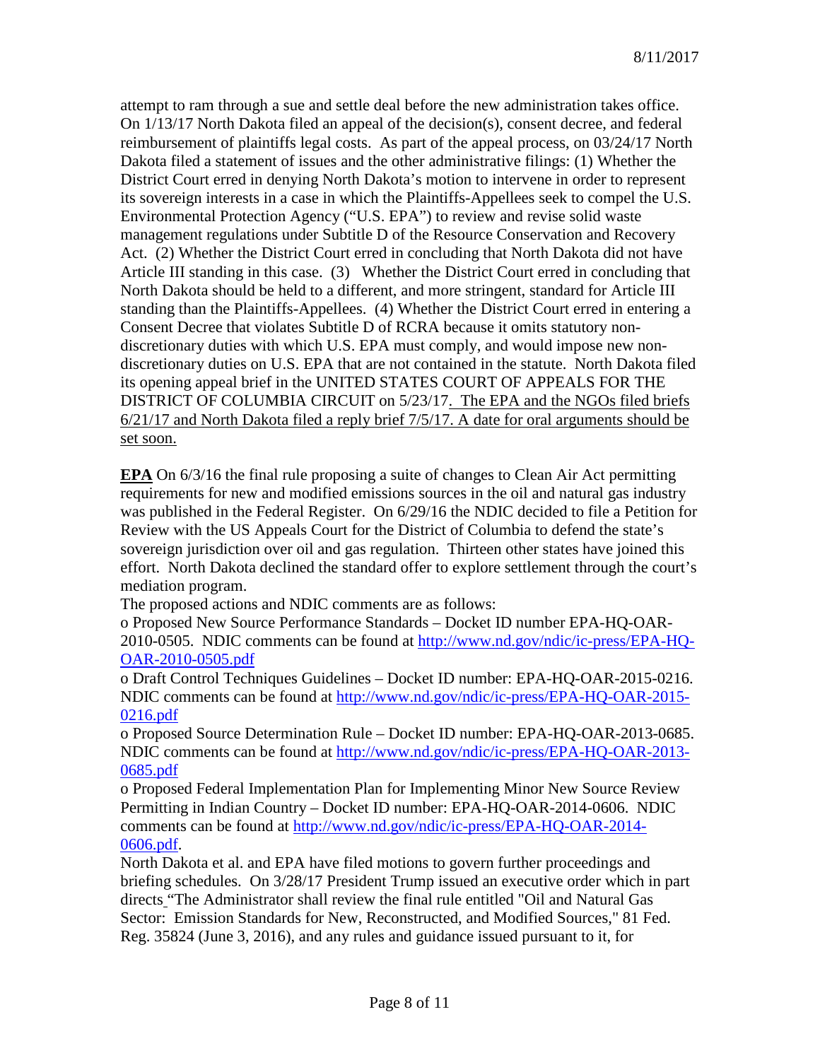attempt to ram through a sue and settle deal before the new administration takes office. On 1/13/17 North Dakota filed an appeal of the decision(s), consent decree, and federal reimbursement of plaintiffs legal costs. As part of the appeal process, on 03/24/17 North Dakota filed a statement of issues and the other administrative filings: (1) Whether the District Court erred in denying North Dakota's motion to intervene in order to represent its sovereign interests in a case in which the Plaintiffs-Appellees seek to compel the U.S. Environmental Protection Agency ("U.S. EPA") to review and revise solid waste management regulations under Subtitle D of the Resource Conservation and Recovery Act. (2) Whether the District Court erred in concluding that North Dakota did not have Article III standing in this case. (3) Whether the District Court erred in concluding that North Dakota should be held to a different, and more stringent, standard for Article III standing than the Plaintiffs-Appellees. (4) Whether the District Court erred in entering a Consent Decree that violates Subtitle D of RCRA because it omits statutory non-discretionary duties with which U.S. EPA must comply, and would impose new non-discretionary duties on U.S. EPA that are not contained in the statute. North Dakota filed its opening appeal brief in the UNITED STATES COURT OF APPEALS FOR THE DISTRICT OF COLUMBIA CIRCUIT on 5/23/17. The EPA and the NGOs filed briefs 6/21/17 and North Dakota filed a reply brief 7/5/17. A date for oral arguments should be set soon.

**EPA** On 6/3/16 the final rule proposing a suite of changes to Clean Air Act permitting requirements for new and modified emissions sources in the oil and natural gas industry was published in the Federal Register. On 6/29/16 the NDIC decided to file a Petition for Review with the US Appeals Court for the District of Columbia to defend the state's sovereign jurisdiction over oil and gas regulation. Thirteen other states have joined this effort. North Dakota declined the standard offer to explore settlement through the court's mediation program.

The proposed actions and NDIC comments are as follows:

- Proposed New Source Performance Standards – Docket ID number EPA-HQ-OAR-2010-0505. NDIC comments can be found at http://www.nd.gov/ndic/ic-press/EPA-HQ-OAR-2010-0505.pdf
- Draft Control Techniques Guidelines – Docket ID number: EPA-HQ-OAR-2015-0216. NDIC comments can be found at http://www.nd.gov/ndic/ic-press/EPA-HQ-OAR-2015-0216.pdf
- Proposed Source Determination Rule – Docket ID number: EPA-HQ-OAR-2013-0685. NDIC comments can be found at http://www.nd.gov/ndic/ic-press/EPA-HQ-OAR-2013-0685.pdf
- Proposed Federal Implementation Plan for Implementing Minor New Source Review Permitting in Indian Country – Docket ID number: EPA-HQ-OAR-2014-0606. NDIC comments can be found at http://www.nd.gov/ndic/ic-press/EPA-HQ-OAR-2014-0606.pdf.

North Dakota et al. and EPA have filed motions to govern further proceedings and briefing schedules. On 3/28/17 President Trump issued an executive order which in part directs "The Administrator shall review the final rule entitled "Oil and Natural Gas Sector: Emission Standards for New, Reconstructed, and Modified Sources," 81 Fed. Reg. 35824 (June 3, 2016), and any rules and guidance issued pursuant to it, for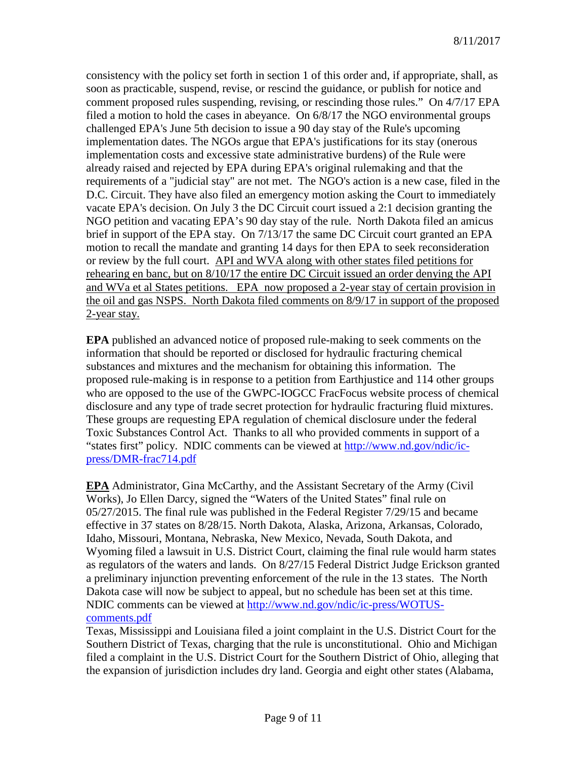consistency with the policy set forth in section 1 of this order and, if appropriate, shall, as soon as practicable, suspend, revise, or rescind the guidance, or publish for notice and comment proposed rules suspending, revising, or rescinding those rules." On 4/7/17 EPA filed a motion to hold the cases in abeyance. On 6/8/17 the NGO environmental groups challenged EPA's June 5th decision to issue a 90 day stay of the Rule's upcoming implementation dates. The NGOs argue that EPA's justifications for its stay (onerous implementation costs and excessive state administrative burdens) of the Rule were already raised and rejected by EPA during EPA's original rulemaking and that the requirements of a "judicial stay" are not met. The NGO's action is a new case, filed in the D.C. Circuit. They have also filed an emergency motion asking the Court to immediately vacate EPA's decision. On July 3 the DC Circuit court issued a 2:1 decision granting the NGO petition and vacating EPA's 90 day stay of the rule. North Dakota filed an amicus brief in support of the EPA stay. On 7/13/17 the same DC Circuit court granted an EPA motion to recall the mandate and granting 14 days for then EPA to seek reconsideration or review by the full court. <u>API and WVA along with other states filed petitions for rehearing en banc, but on 8/10/17 the entire DC Circuit issued an order denying the API and WVa et al States petitions. EPA now proposed a 2-year stay of certain provision in the oil and gas NSPS. North Dakota filed comments on 8/9/17 in support of the proposed 2-year stay.</u>

**EPA** published an advanced notice of proposed rule-making to seek comments on the information that should be reported or disclosed for hydraulic fracturing chemical substances and mixtures and the mechanism for obtaining this information. The proposed rule-making is in response to a petition from Earthjustice and 114 other groups who are opposed to the use of the GWPC-IOGCC FracFocus website process of chemical disclosure and any type of trade secret protection for hydraulic fracturing fluid mixtures. These groups are requesting EPA regulation of chemical disclosure under the federal Toxic Substances Control Act. Thanks to all who provided comments in support of a "states first" policy. NDIC comments can be viewed at [http://www.nd.gov/ndic/ic-press/DMR-frac714.pdf](http://www.nd.gov/ndic/ic-press/DMR-frac714.pdf)

<u>**EPA**</u> Administrator, Gina McCarthy, and the Assistant Secretary of the Army (Civil Works), Jo Ellen Darcy, signed the "Waters of the United States" final rule on 05/27/2015. The final rule was published in the Federal Register 7/29/15 and became effective in 37 states on 8/28/15. North Dakota, Alaska, Arizona, Arkansas, Colorado, Idaho, Missouri, Montana, Nebraska, New Mexico, Nevada, South Dakota, and Wyoming filed a lawsuit in U.S. District Court, claiming the final rule would harm states as regulators of the waters and lands. On 8/27/15 Federal District Judge Erickson granted a preliminary injunction preventing enforcement of the rule in the 13 states. The North Dakota case will now be subject to appeal, but no schedule has been set at this time. NDIC comments can be viewed at [http://www.nd.gov/ndic/ic-press/WOTUS-comments.pdf](http://www.nd.gov/ndic/ic-press/WOTUS-comments.pdf)
Texas, Mississippi and Louisiana filed a joint complaint in the U.S. District Court for the Southern District of Texas, charging that the rule is unconstitutional. Ohio and Michigan filed a complaint in the U.S. District Court for the Southern District of Ohio, alleging that the expansion of jurisdiction includes dry land. Georgia and eight other states (Alabama,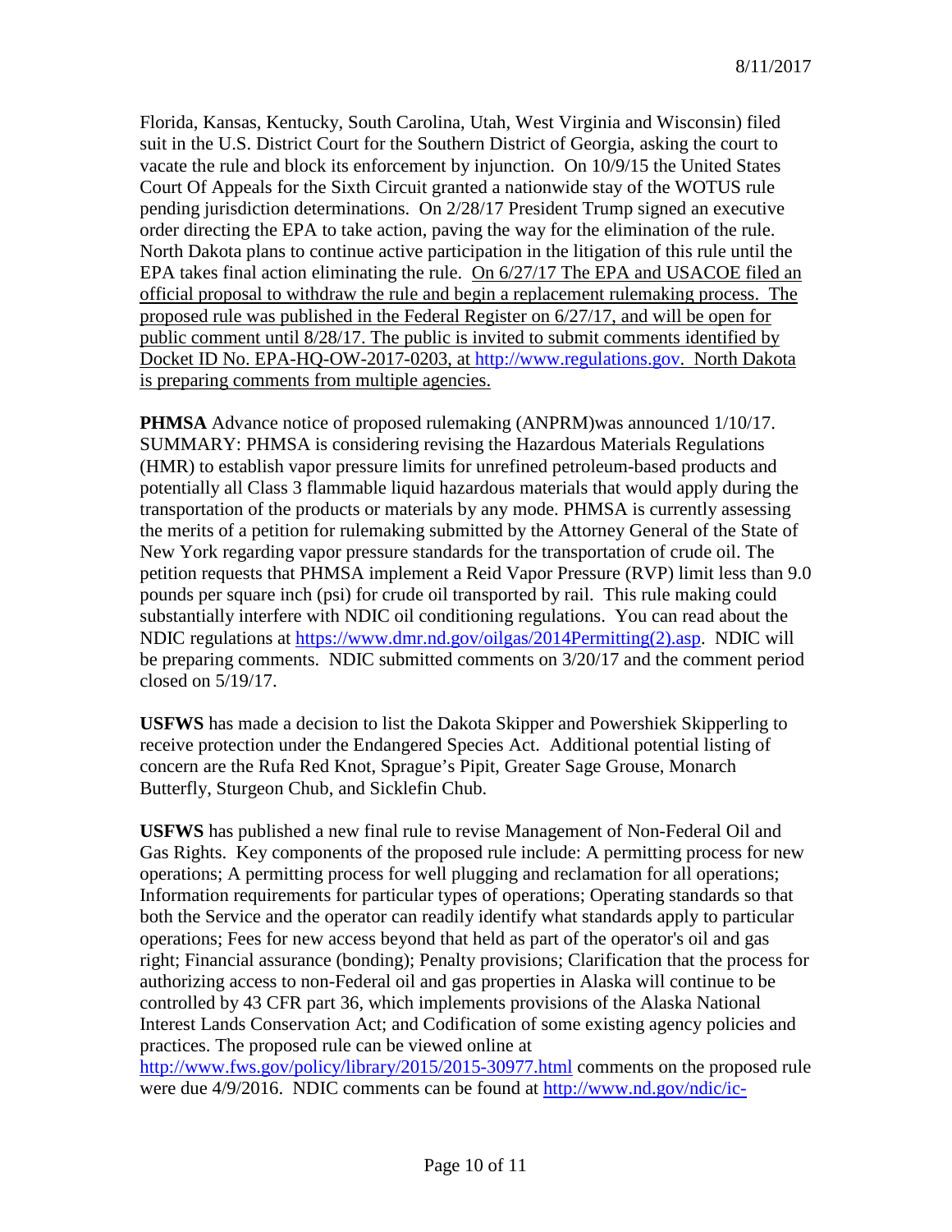Florida, Kansas, Kentucky, South Carolina, Utah, West Virginia and Wisconsin) filed suit in the U.S. District Court for the Southern District of Georgia, asking the court to vacate the rule and block its enforcement by injunction. On 10/9/15 the United States Court Of Appeals for the Sixth Circuit granted a nationwide stay of the WOTUS rule pending jurisdiction determinations. On 2/28/17 President Trump signed an executive order directing the EPA to take action, paving the way for the elimination of the rule. North Dakota plans to continue active participation in the litigation of this rule until the EPA takes final action eliminating the rule. On 6/27/17 The EPA and USACOE filed an official proposal to withdraw the rule and begin a replacement rulemaking process. The proposed rule was published in the Federal Register on 6/27/17, and will be open for public comment until 8/28/17. The public is invited to submit comments identified by Docket ID No. EPA-HQ-OW-2017-0203, at http://www.regulations.gov. North Dakota is preparing comments from multiple agencies.

**PHMSA** Advance notice of proposed rulemaking (ANPRM)was announced 1/10/17. SUMMARY: PHMSA is considering revising the Hazardous Materials Regulations (HMR) to establish vapor pressure limits for unrefined petroleum-based products and potentially all Class 3 flammable liquid hazardous materials that would apply during the transportation of the products or materials by any mode. PHMSA is currently assessing the merits of a petition for rulemaking submitted by the Attorney General of the State of New York regarding vapor pressure standards for the transportation of crude oil. The petition requests that PHMSA implement a Reid Vapor Pressure (RVP) limit less than 9.0 pounds per square inch (psi) for crude oil transported by rail. This rule making could substantially interfere with NDIC oil conditioning regulations. You can read about the NDIC regulations at https://www.dmr.nd.gov/oilgas/2014Permitting(2).asp. NDIC will be preparing comments. NDIC submitted comments on 3/20/17 and the comment period closed on 5/19/17.

**USFWS** has made a decision to list the Dakota Skipper and Powershiek Skipperling to receive protection under the Endangered Species Act. Additional potential listing of concern are the Rufa Red Knot, Sprague's Pipit, Greater Sage Grouse, Monarch Butterfly, Sturgeon Chub, and Sicklefin Chub.

**USFWS** has published a new final rule to revise Management of Non-Federal Oil and Gas Rights. Key components of the proposed rule include: A permitting process for new operations; A permitting process for well plugging and reclamation for all operations; Information requirements for particular types of operations; Operating standards so that both the Service and the operator can readily identify what standards apply to particular operations; Fees for new access beyond that held as part of the operator's oil and gas right; Financial assurance (bonding); Penalty provisions; Clarification that the process for authorizing access to non-Federal oil and gas properties in Alaska will continue to be controlled by 43 CFR part 36, which implements provisions of the Alaska National Interest Lands Conservation Act; and Codification of some existing agency policies and practices. The proposed rule can be viewed online at http://www.fws.gov/policy/library/2015/2015-30977.html comments on the proposed rule were due 4/9/2016. NDIC comments can be found at http://www.nd.gov/ndic/ic-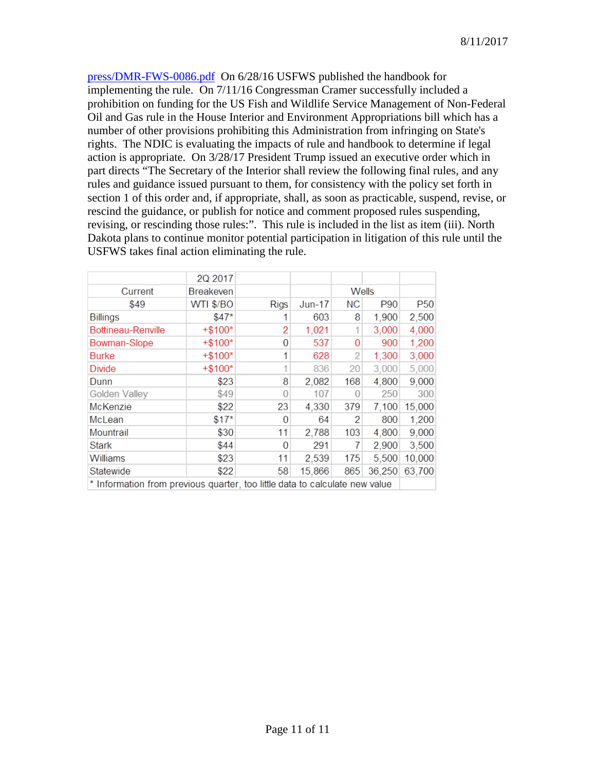press/DMR-FWS-0086.pdf On 6/28/16 USFWS published the handbook for implementing the rule. On 7/11/16 Congressman Cramer successfully included a prohibition on funding for the US Fish and Wildlife Service Management of Non-Federal Oil and Gas rule in the House Interior and Environment Appropriations bill which has a number of other provisions prohibiting this Administration from infringing on State's rights. The NDIC is evaluating the impacts of rule and handbook to determine if legal action is appropriate. On 3/28/17 President Trump issued an executive order which in part directs "The Secretary of the Interior shall review the following final rules, and any rules and guidance issued pursuant to them, for consistency with the policy set forth in section 1 of this order and, if appropriate, shall, as soon as practicable, suspend, revise, or rescind the guidance, or publish for notice and comment proposed rules suspending, revising, or rescinding those rules:". This rule is included in the list as item (iii). North Dakota plans to continue monitor potential participation in litigation of this rule until the USFWS takes final action eliminating the rule.

| | 2Q 2017 | | | | | |
|---|---|---|---|---|---|---|
| Current | Breakeven | | | Wells | | |
| $49 | WTI $/BO | Rigs | Jun-17 | NC | P90 | P50 |
| Billings | $47* | 1 | 603 | 8 | 1,900 | 2,500 |
| Bottineau-Renville | +$100* | 2 | 1,021 | 1 | 3,000 | 4,000 |
| Bowman-Slope | +$100* | 0 | 537 | 0 | 900 | 1,200 |
| Burke | +$100* | 1 | 628 | 2 | 1,300 | 3,000 |
| Divide | +$100* | 1 | 836 | 20 | 3,000 | 5,000 |
| Dunn | $23 | 8 | 2,082 | 168 | 4,800 | 9,000 |
| Golden Valley | $49 | 0 | 107 | 0 | 250 | 300 |
| McKenzie | $22 | 23 | 4,330 | 379 | 7,100 | 15,000 |
| McLean | $17* | 0 | 64 | 2 | 800 | 1,200 |
| Mountrail | $30 | 11 | 2,788 | 103 | 4,800 | 9,000 |
| Stark | $44 | 0 | 291 | 7 | 2,900 | 3,500 |
| Williams | $23 | 11 | 2,539 | 175 | 5,500 | 10,000 |
| Statewide | $22 | 58 | 15,866 | 865 | 36,250 | 63,700 |
| * Information from previous quarter, too little data to calculate new value | | | | | | |